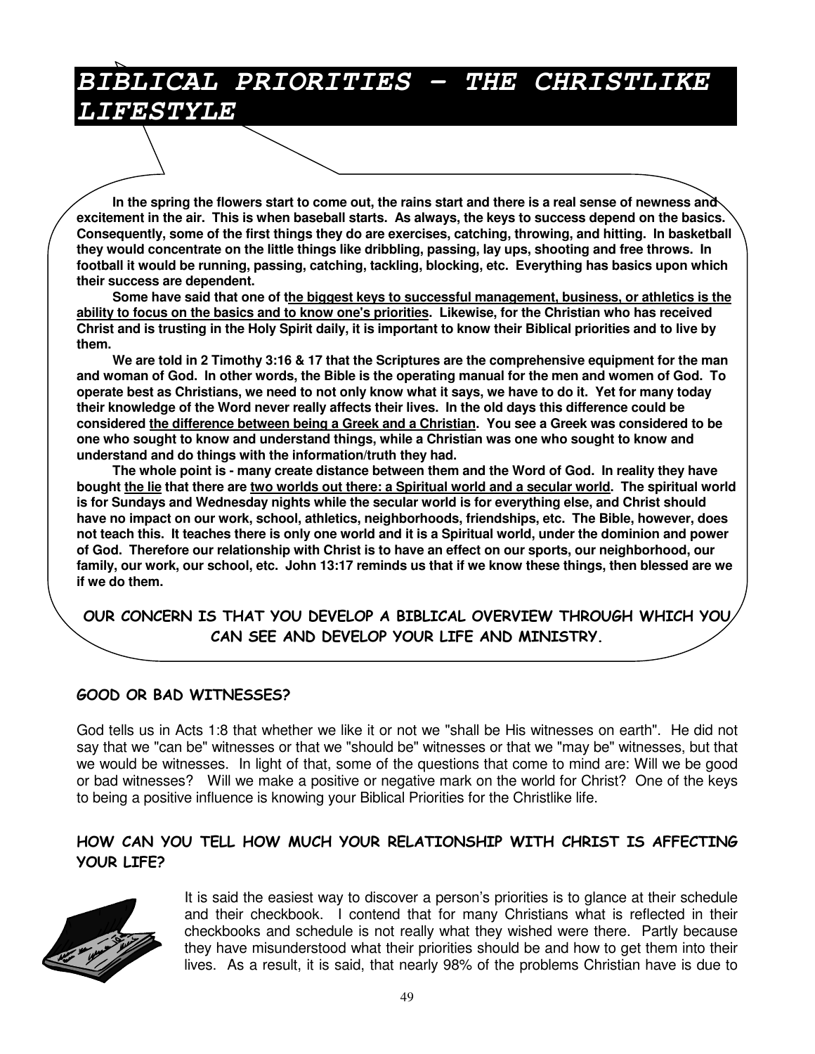# *BIBLICAL PRIORITIES – THE CHRISTLIKE LIFESTYLE*

**In the spring the flowers start to come out, the rains start and there is a real sense of newness and excitement in the air. This is when baseball starts. As always, the keys to success depend on the basics. Consequently, some of the first things they do are exercises, catching, throwing, and hitting. In basketball they would concentrate on the little things like dribbling, passing, lay ups, shooting and free throws. In football it would be running, passing, catching, tackling, blocking, etc. Everything has basics upon which their success are dependent.**

**Some have said that one of <u>the biggest keys to successful management, business, or athletics is the ability to focus on the basics and to know one's priorities</u>. Likewise, for the Christian who has received Christ and is trusting in the Holy Spirit daily, it is important to know their Biblical priorities and to live by them.**

**We are told in 2 Timothy 3:16 & 17 that the Scriptures are the comprehensive equipment for the man and woman of God. In other words, the Bible is the operating manual for the men and women of God. To operate best as Christians, we need to not only know what it says, we have to do it. Yet for many today their knowledge of the Word never really affects their lives. In the old days this difference could be considered <u>the difference between being a Greek and a Christian</u>. You see a Greek was considered to be one who sought to know and understand things, while a Christian was one who sought to know and understand and do things with the information/truth they had.**

**The whole point is - many create distance between them and the Word of God. In reality they have bought <u>the lie</u> that there are <u>two worlds out there: a Spiritual world and a secular world</u>. The spiritual world is for Sundays and Wednesday nights while the secular world is for everything else, and Christ should have no impact on our work, school, athletics, neighborhoods, friendships, etc. The Bible, however, does not teach this. It teaches there is only one world and it is a Spiritual world, under the dominion and power of God. Therefore our relationship with Christ is to have an effect on our sports, our neighborhood, our family, our work, our school, etc. John 13:17 reminds us that if we know these things, then blessed are we if we do them.**

**OUR CONCERN IS THAT YOU DEVELOP A BIBLICAL OVERVIEW THROUGH WHICH YOU CAN SEE AND DEVELOP YOUR LIFE AND MINISTRY.**

## GOOD OR BAD WITNESSES?

God tells us in Acts 1:8 that whether we like it or not we "shall be His witnesses on earth". He did not say that we "can be" witnesses or that we "should be" witnesses or that we "may be" witnesses, but that we would be witnesses. In light of that, some of the questions that come to mind are: Will we be good or bad witnesses? Will we make a positive or negative mark on the world for Christ? One of the keys to being a positive influence is knowing your Biblical Priorities for the Christlike life.

## HOW CAN YOU TELL HOW MUCH YOUR RELATIONSHIP WITH CHRIST IS AFFECTING YOUR LIFE?

It is said the easiest way to discover a person's priorities is to glance at their schedule and their checkbook. I contend that for many Christians what is reflected in their checkbooks and schedule is not really what they wished were there. Partly because they have misunderstood what their priorities should be and how to get them into their lives. As a result, it is said, that nearly 98% of the problems Christian have is due to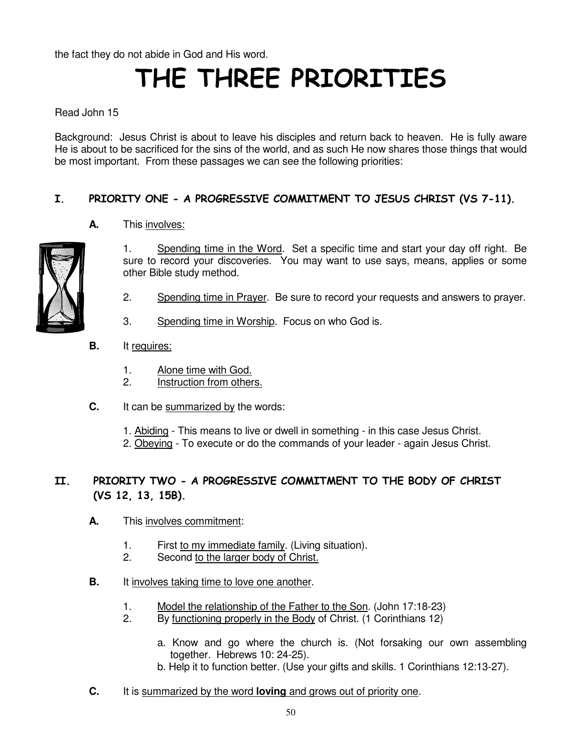the fact they do not abide in God and His word.

# THE THREE PRIORITIES

Read John 15

Background: Jesus Christ is about to leave his disciples and return back to heaven. He is fully aware He is about to be sacrificed for the sins of the world, and as such He now shares those things that would be most important. From these passages we can see the following priorities:

## I. PRIORITY ONE - A PROGRESSIVE COMMITMENT TO JESUS CHRIST (VS 7-11).

**A.** This involves:

1. Spending time in the Word. Set a specific time and start your day off right. Be sure to record your discoveries. You may want to use says, means, applies or some other Bible study method.

2. Spending time in Prayer. Be sure to record your requests and answers to prayer.

3. Spending time in Worship. Focus on who God is.

**B.** It requires:

1. Alone time with God.
2. Instruction from others.

**C.** It can be summarized by the words:

1. Abiding - This means to live or dwell in something - in this case Jesus Christ.
2. Obeying - To execute or do the commands of your leader - again Jesus Christ.

## II. PRIORITY TWO - A PROGRESSIVE COMMITMENT TO THE BODY OF CHRIST (VS 12, 13, 15B).

**A.** This involves commitment:

1. First to my immediate family. (Living situation).
2. Second to the larger body of Christ.

**B.** It involves taking time to love one another.

1. Model the relationship of the Father to the Son. (John 17:18-23)
2. By functioning properly in the Body of Christ. (1 Corinthians 12)

   a. Know and go where the church is. (Not forsaking our own assembling together. Hebrews 10: 24-25).
   b. Help it to function better. (Use your gifts and skills. 1 Corinthians 12:13-27).

**C.** It is summarized by the word **loving** and grows out of priority one.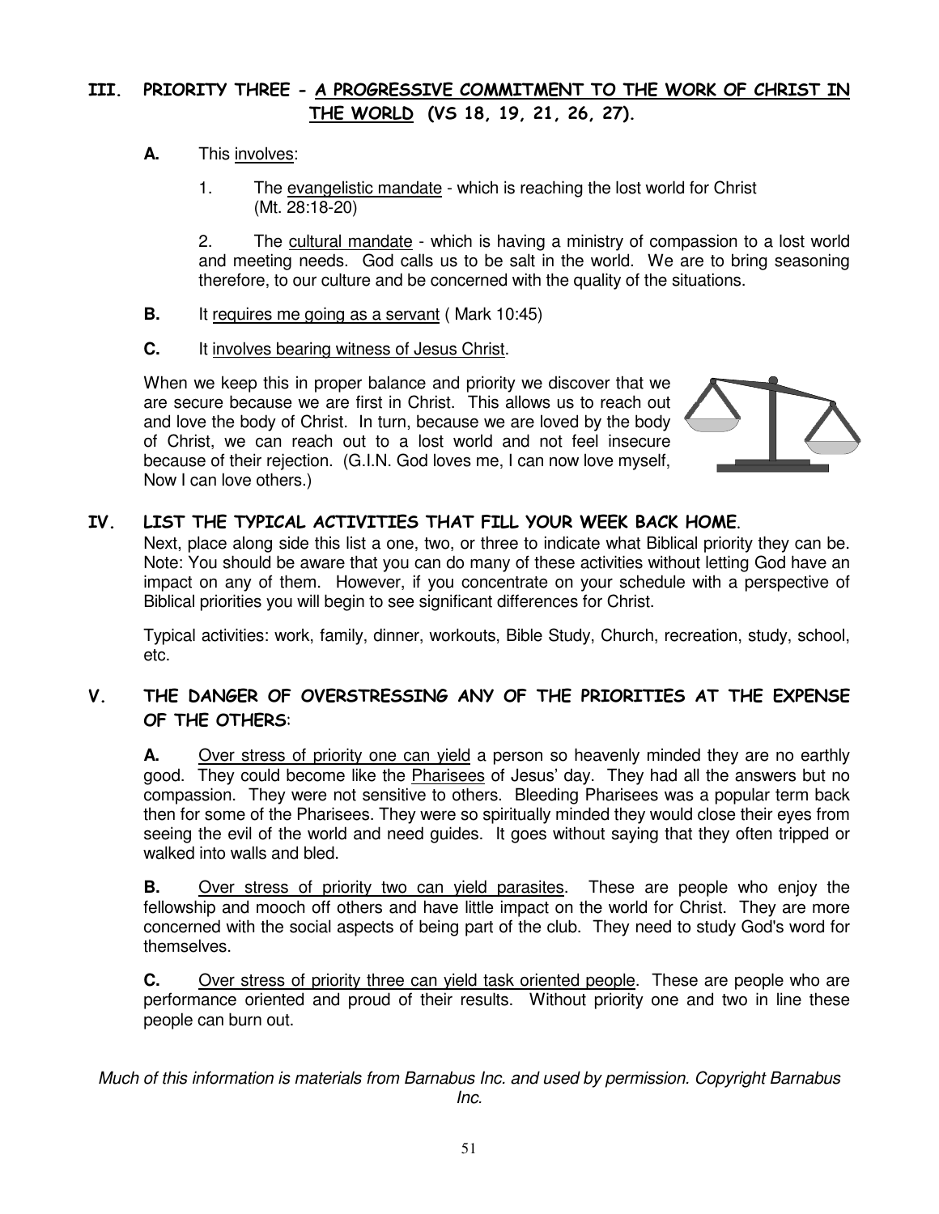## III. PRIORITY THREE - A PROGRESSIVE COMMITMENT TO THE WORK OF CHRIST IN THE WORLD (VS 18, 19, 21, 26, 27).

**A.** This involves:

1. The evangelistic mandate - which is reaching the lost world for Christ (Mt. 28:18-20)

2. The cultural mandate - which is having a ministry of compassion to a lost world and meeting needs. God calls us to be salt in the world. We are to bring seasoning therefore, to our culture and be concerned with the quality of the situations.

**B.** It requires me going as a servant ( Mark 10:45)

**C.** It involves bearing witness of Jesus Christ.

When we keep this in proper balance and priority we discover that we are secure because we are first in Christ. This allows us to reach out and love the body of Christ. In turn, because we are loved by the body of Christ, we can reach out to a lost world and not feel insecure because of their rejection. (G.I.N. God loves me, I can now love myself, Now I can love others.)

## IV. LIST THE TYPICAL ACTIVITIES THAT FILL YOUR WEEK BACK HOME.

Next, place along side this list a one, two, or three to indicate what Biblical priority they can be. Note: You should be aware that you can do many of these activities without letting God have an impact on any of them. However, if you concentrate on your schedule with a perspective of Biblical priorities you will begin to see significant differences for Christ.

Typical activities: work, family, dinner, workouts, Bible Study, Church, recreation, study, school, etc.

## V. THE DANGER OF OVERSTRESSING ANY OF THE PRIORITIES AT THE EXPENSE OF THE OTHERS:

**A.** Over stress of priority one can yield a person so heavenly minded they are no earthly good. They could become like the Pharisees of Jesus' day. They had all the answers but no compassion. They were not sensitive to others. Bleeding Pharisees was a popular term back then for some of the Pharisees. They were so spiritually minded they would close their eyes from seeing the evil of the world and need guides. It goes without saying that they often tripped or walked into walls and bled.

**B.** Over stress of priority two can yield parasites. These are people who enjoy the fellowship and mooch off others and have little impact on the world for Christ. They are more concerned with the social aspects of being part of the club. They need to study God's word for themselves.

**C.** Over stress of priority three can yield task oriented people. These are people who are performance oriented and proud of their results. Without priority one and two in line these people can burn out.

*Much of this information is materials from Barnabus Inc. and used by permission. Copyright Barnabus Inc.*